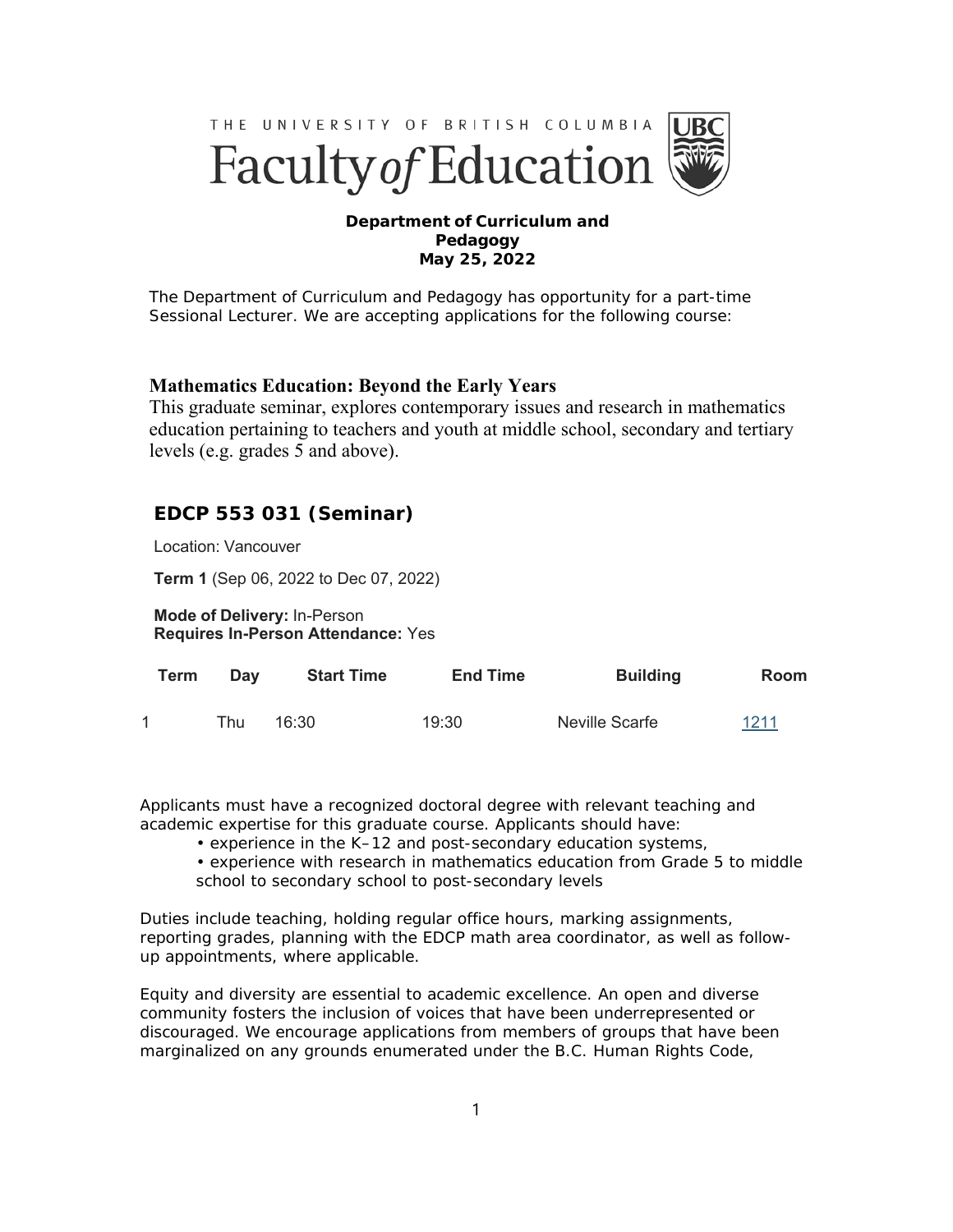THE UNIVERSITY OF BRITISH COLUMBIA

# Faculty of Education

**Department of Curriculum and Pedagogy**
**May 25, 2022**

The Department of Curriculum and Pedagogy has opportunity for a part-time Sessional Lecturer. We are accepting applications for the following course:

## Mathematics Education: Beyond the Early Years

This graduate seminar, explores contemporary issues and research in mathematics education pertaining to teachers and youth at middle school, secondary and tertiary levels (e.g. grades 5 and above).

## EDCP 553 031 (Seminar)

Location: Vancouver

**Term 1** (Sep 06, 2022 to Dec 07, 2022)

**Mode of Delivery:** In-Person
**Requires In-Person Attendance:** Yes

| Term | Day | Start Time | End Time | Building | Room |
|---|---|---|---|---|---|
| 1 | Thu | 16:30 | 19:30 | Neville Scarfe | 1211 |

Applicants must have a recognized doctoral degree with relevant teaching and academic expertise for this graduate course. Applicants should have:

- experience in the K–12 and post-secondary education systems,
- experience with research in mathematics education from Grade 5 to middle school to secondary school to post-secondary levels

Duties include teaching, holding regular office hours, marking assignments, reporting grades, planning with the EDCP math area coordinator, as well as follow-up appointments, where applicable.

Equity and diversity are essential to academic excellence. An open and diverse community fosters the inclusion of voices that have been underrepresented or discouraged. We encourage applications from members of groups that have been marginalized on any grounds enumerated under the B.C. Human Rights Code,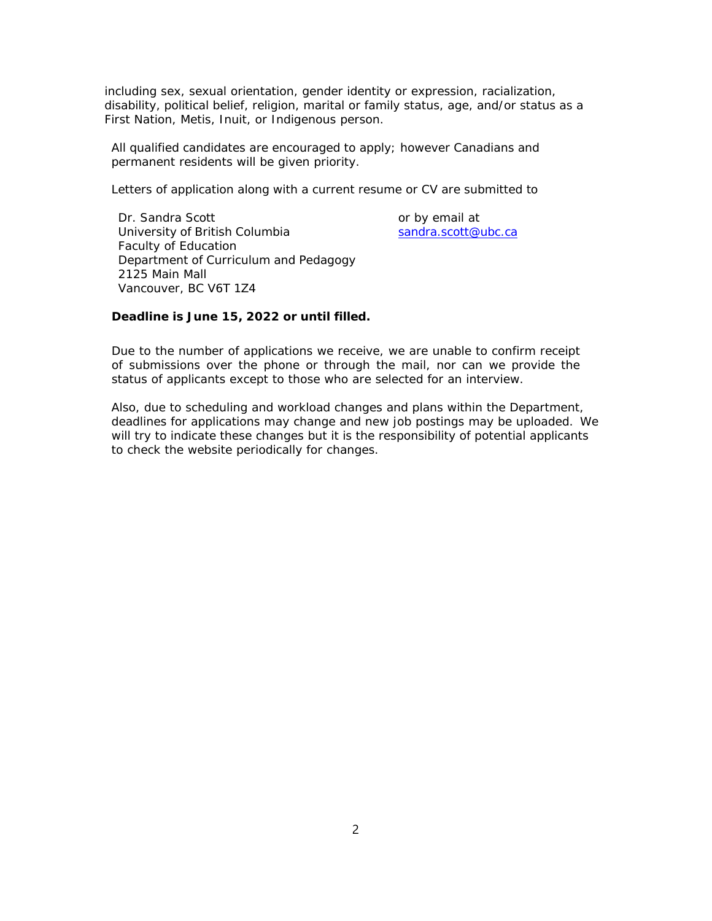including sex, sexual orientation, gender identity or expression, racialization, disability, political belief, religion, marital or family status, age, and/or status as a First Nation, Metis, Inuit, or Indigenous person.

All qualified candidates are encouraged to apply; however Canadians and permanent residents will be given priority.

Letters of application along with a current resume or CV are submitted to

Dr. Sandra Scott
University of British Columbia
Faculty of Education
Department of Curriculum and Pedagogy
2125 Main Mall
Vancouver, BC V6T 1Z4

or by email at
sandra.scott@ubc.ca

**Deadline is June 15, 2022 or until filled.**

Due to the number of applications we receive, we are unable to confirm receipt of submissions over the phone or through the mail, nor can we provide the status of applicants except to those who are selected for an interview.

Also, due to scheduling and workload changes and plans within the Department, deadlines for applications may change and new job postings may be uploaded. We will try to indicate these changes but it is the responsibility of potential applicants to check the website periodically for changes.